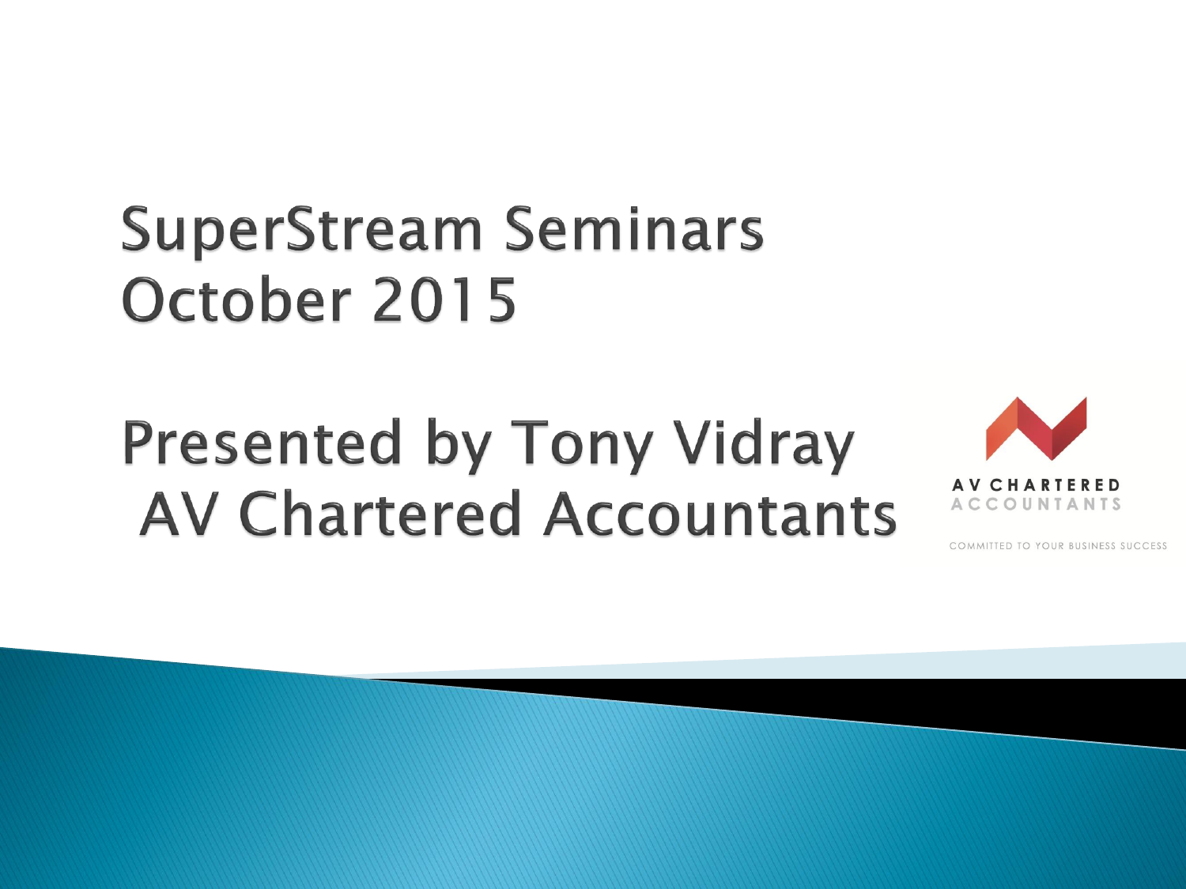# SuperStream Seminars October 2015

## Presented by Tony Vidray AV Chartered Accountants

AV CHARTERED ACCOUNTANTS

COMMITTED TO YOUR BUSINESS SUCCESS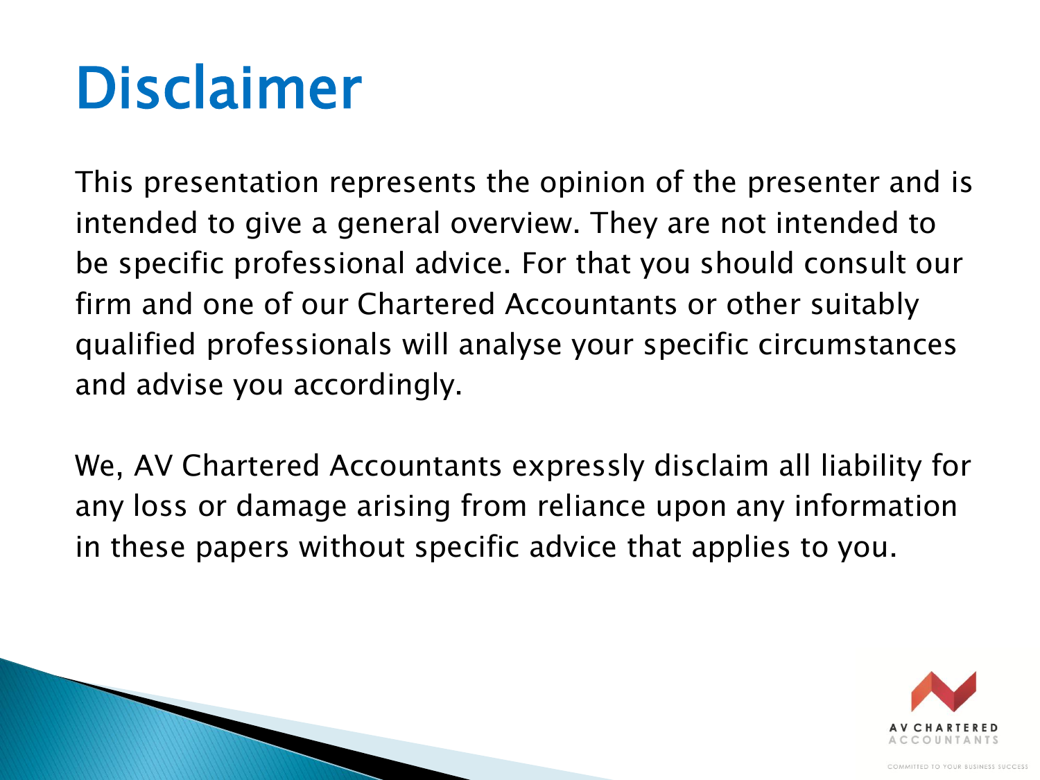# Disclaimer

This presentation represents the opinion of the presenter and is intended to give a general overview. They are not intended to be specific professional advice. For that you should consult our firm and one of our Chartered Accountants or other suitably qualified professionals will analyse your specific circumstances and advise you accordingly.

We, AV Chartered Accountants expressly disclaim all liability for any loss or damage arising from reliance upon any information in these papers without specific advice that applies to you.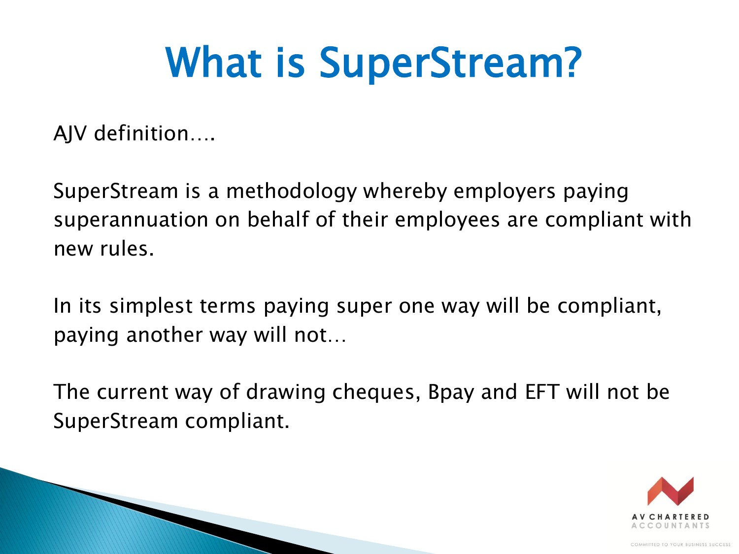# What is SuperStream?

AJV definition….

SuperStream is a methodology whereby employers paying superannuation on behalf of their employees are compliant with new rules.

In its simplest terms paying super one way will be compliant, paying another way will not…

The current way of drawing cheques, Bpay and EFT will not be SuperStream compliant.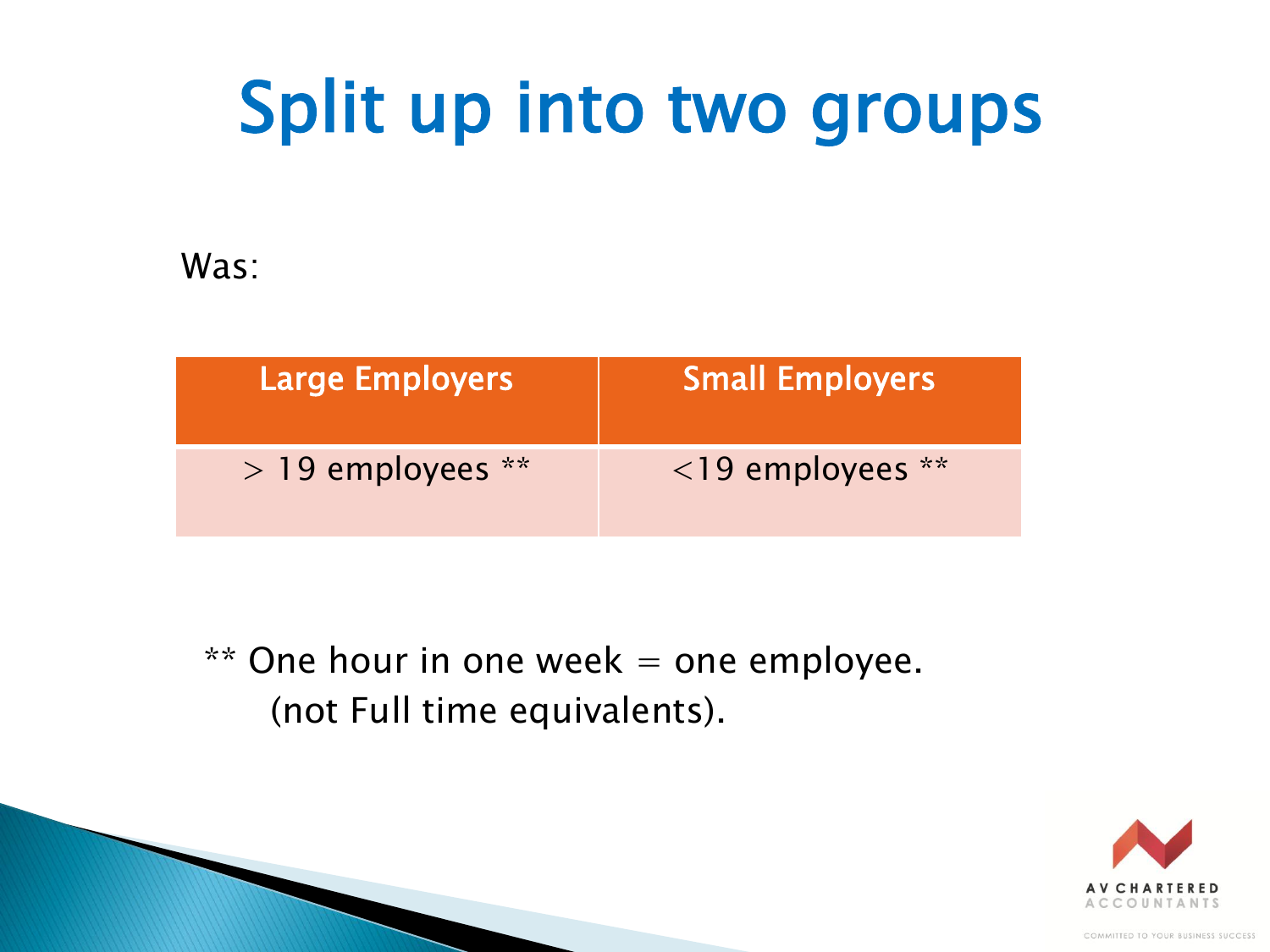# Split up into two groups

Was:

| Large Employers | Small Employers |
| --- | --- |
| > 19 employees ** | <19 employees ** |

** One hour in one week = one employee. (not Full time equivalents).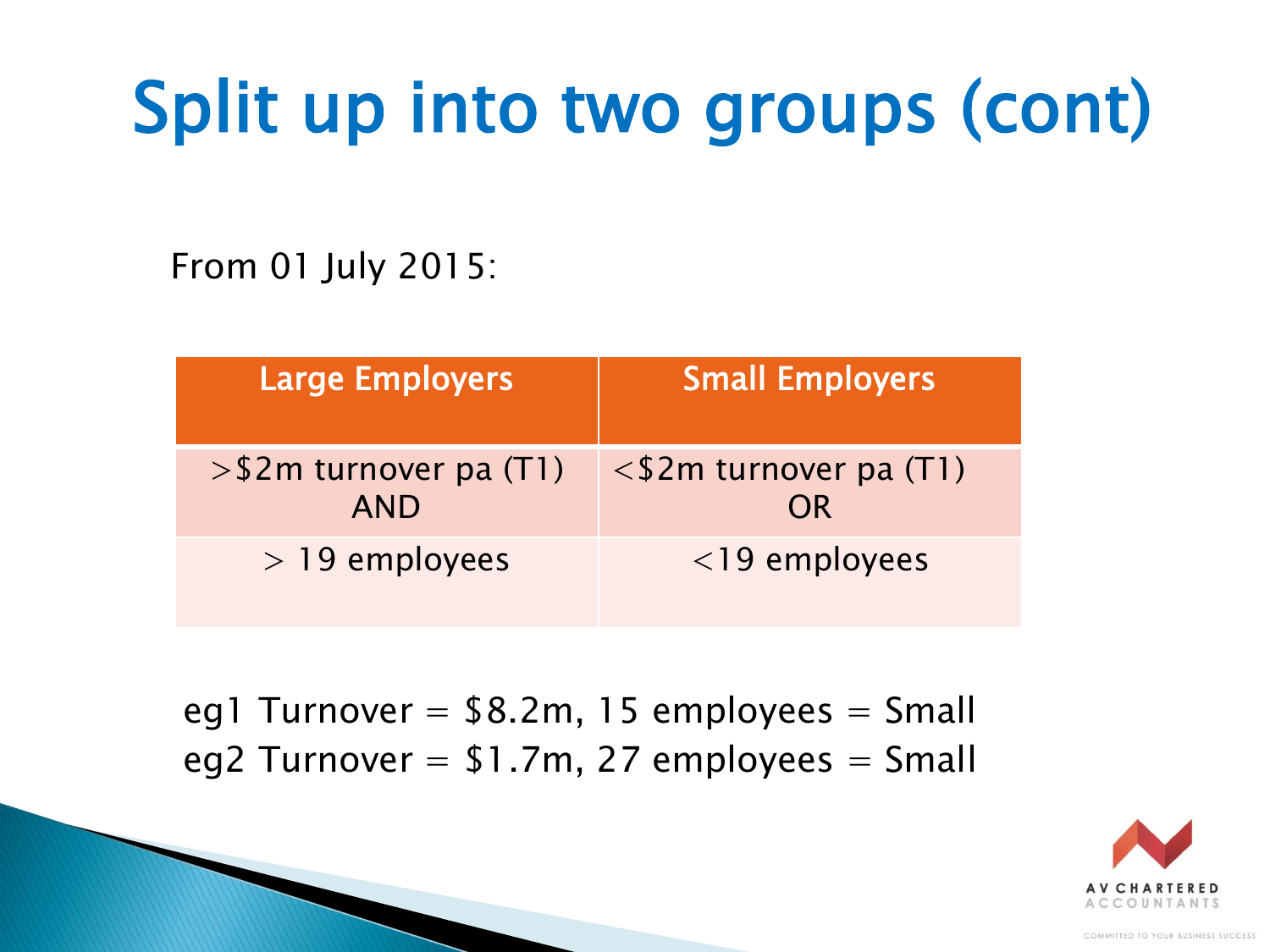# Split up into two groups (cont)

From 01 July 2015:

| Large Employers | Small Employers |
| --- | --- |
| >$2m turnover pa (T1) AND | <$2m turnover pa (T1) OR |
| > 19 employees | <19 employees |

eg1 Turnover = $8.2m, 15 employees = Small
eg2 Turnover = $1.7m, 27 employees = Small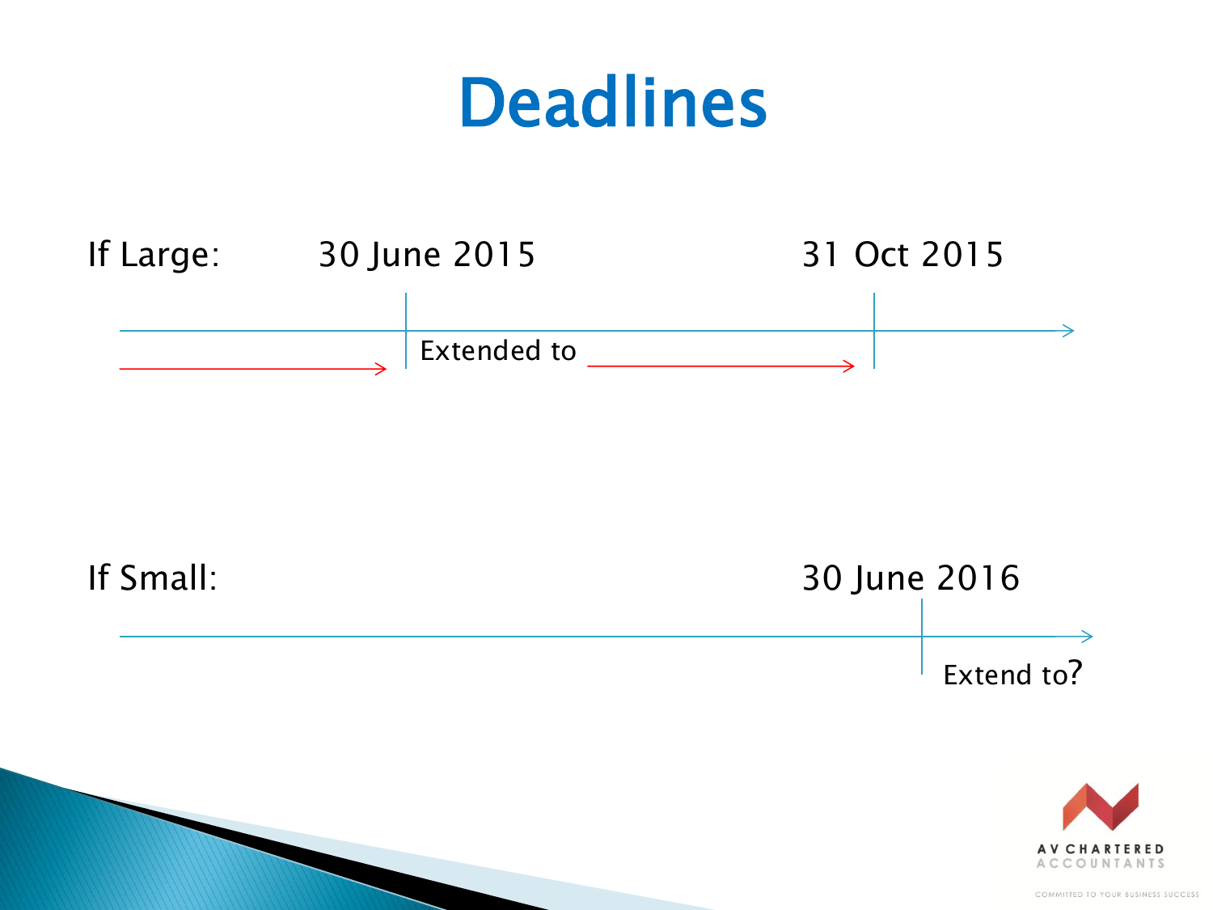# Deadlines

If Large: 30 June 2015 — Extended to — 31 Oct 2015

If Small: 30 June 2016 — Extend to?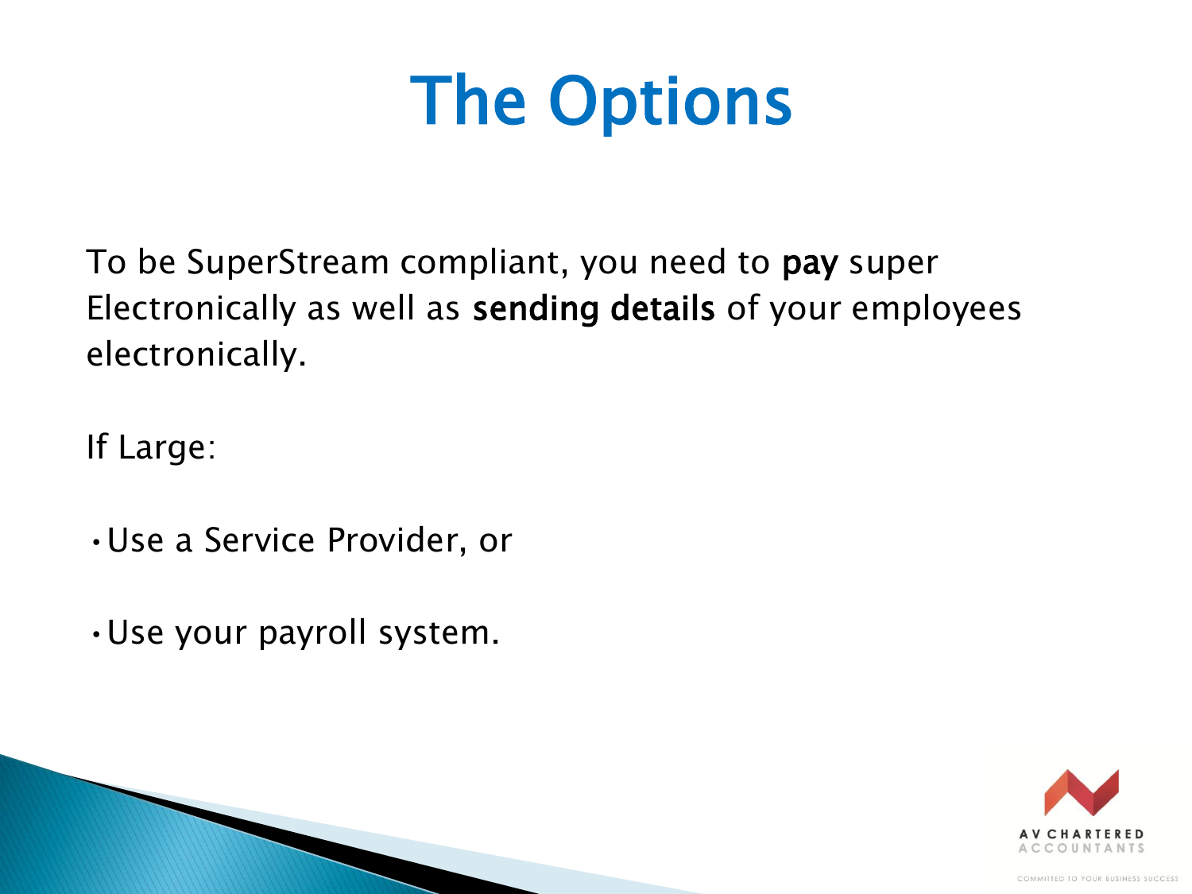# The Options

To be SuperStream compliant, you need to **pay** super Electronically as well as **sending details** of your employees electronically.

If Large:

- Use a Service Provider, or
- Use your payroll system.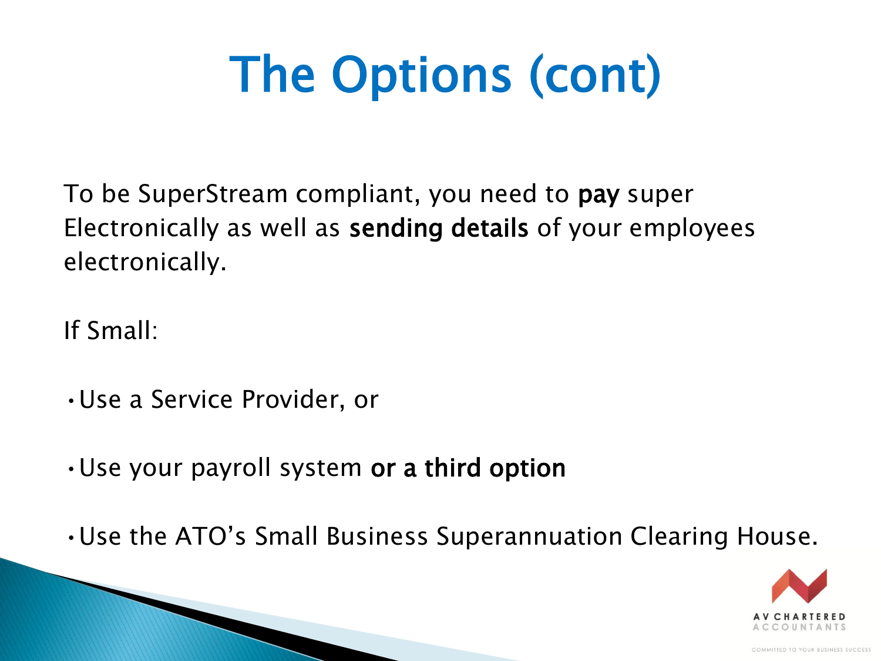# The Options (cont)

To be SuperStream compliant, you need to **pay** super Electronically as well as **sending details** of your employees electronically.

If Small:

- Use a Service Provider, or
- Use your payroll system **or a third option**
- Use the ATO's Small Business Superannuation Clearing House.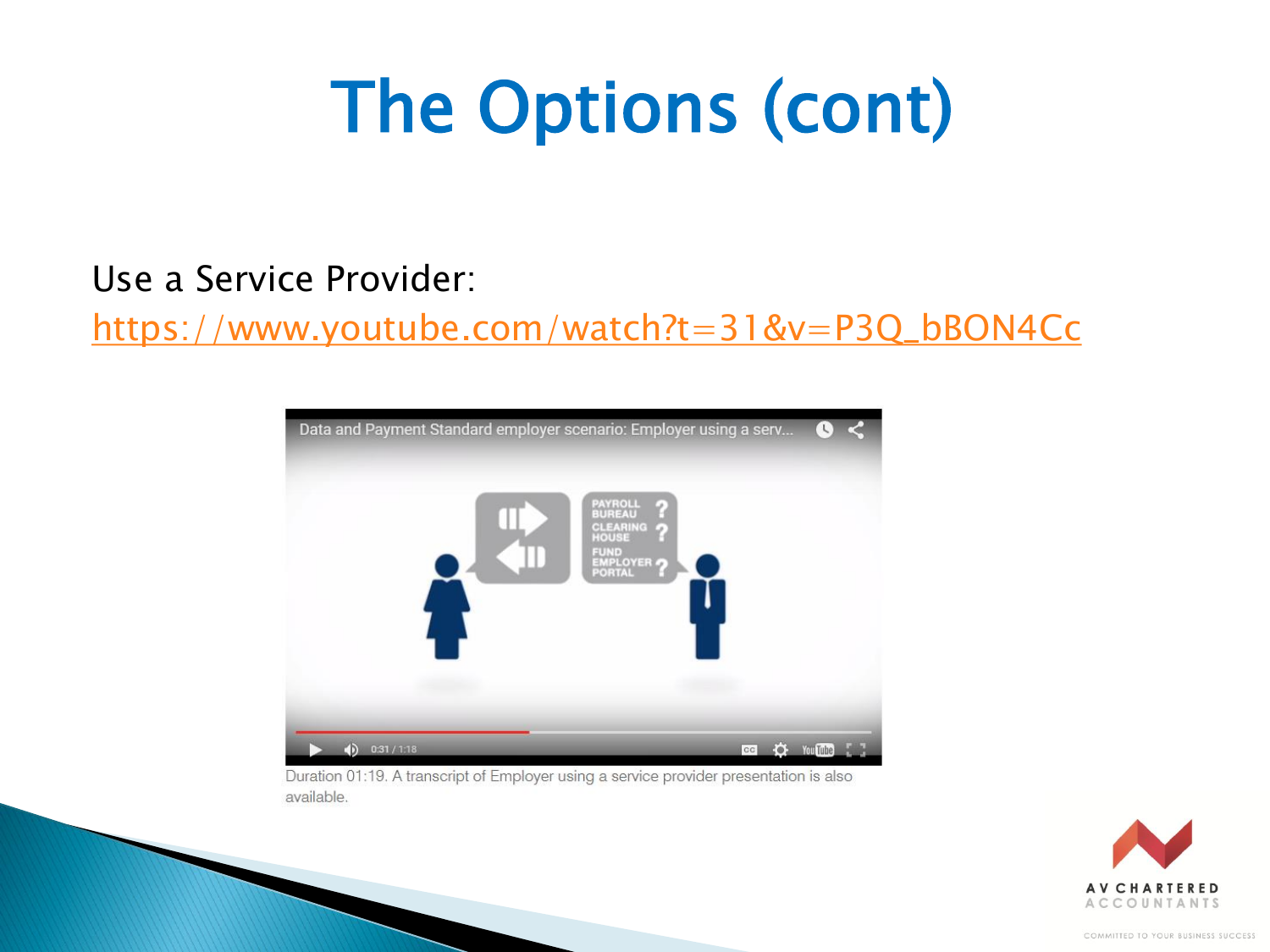# The Options (cont)

Use a Service Provider:
https://www.youtube.com/watch?t=31&v=P3Q_bBON4Cc

Duration 01:19. A transcript of Employer using a service provider presentation is also available.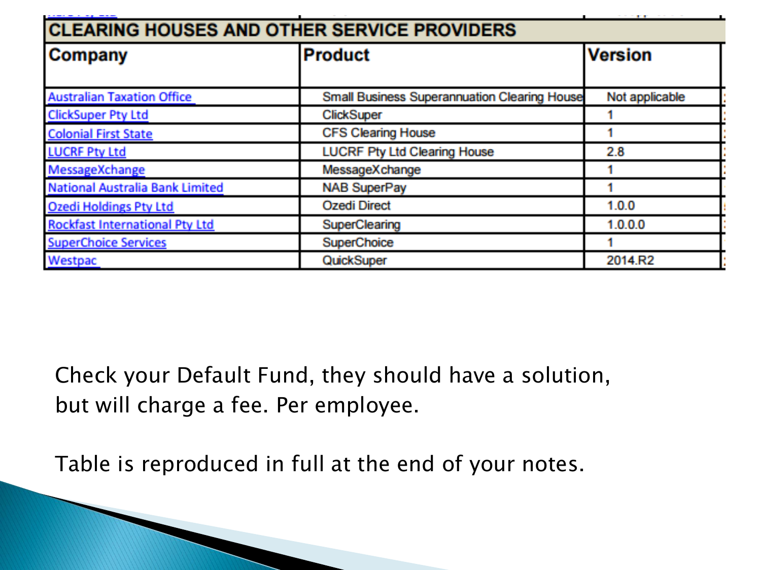| CLEARING HOUSES AND OTHER SERVICE PROVIDERS | | |
|---|---|---|
| **Company** | **Product** | **Version** |
| Australian Taxation Office | Small Business Superannuation Clearing House | Not applicable |
| ClickSuper Pty Ltd | ClickSuper | 1 |
| Colonial First State | CFS Clearing House | 1 |
| LUCRF Pty Ltd | LUCRF Pty Ltd Clearing House | 2.8 |
| MessageXchange | MessageXchange | 1 |
| National Australia Bank Limited | NAB SuperPay | 1 |
| Ozedi Holdings Pty Ltd | Ozedi Direct | 1.0.0 |
| Rockfast International Pty Ltd | SuperClearing | 1.0.0.0 |
| SuperChoice Services | SuperChoice | 1 |
| Westpac | QuickSuper | 2014.R2 |

Check your Default Fund, they should have a solution, but will charge a fee. Per employee.

Table is reproduced in full at the end of your notes.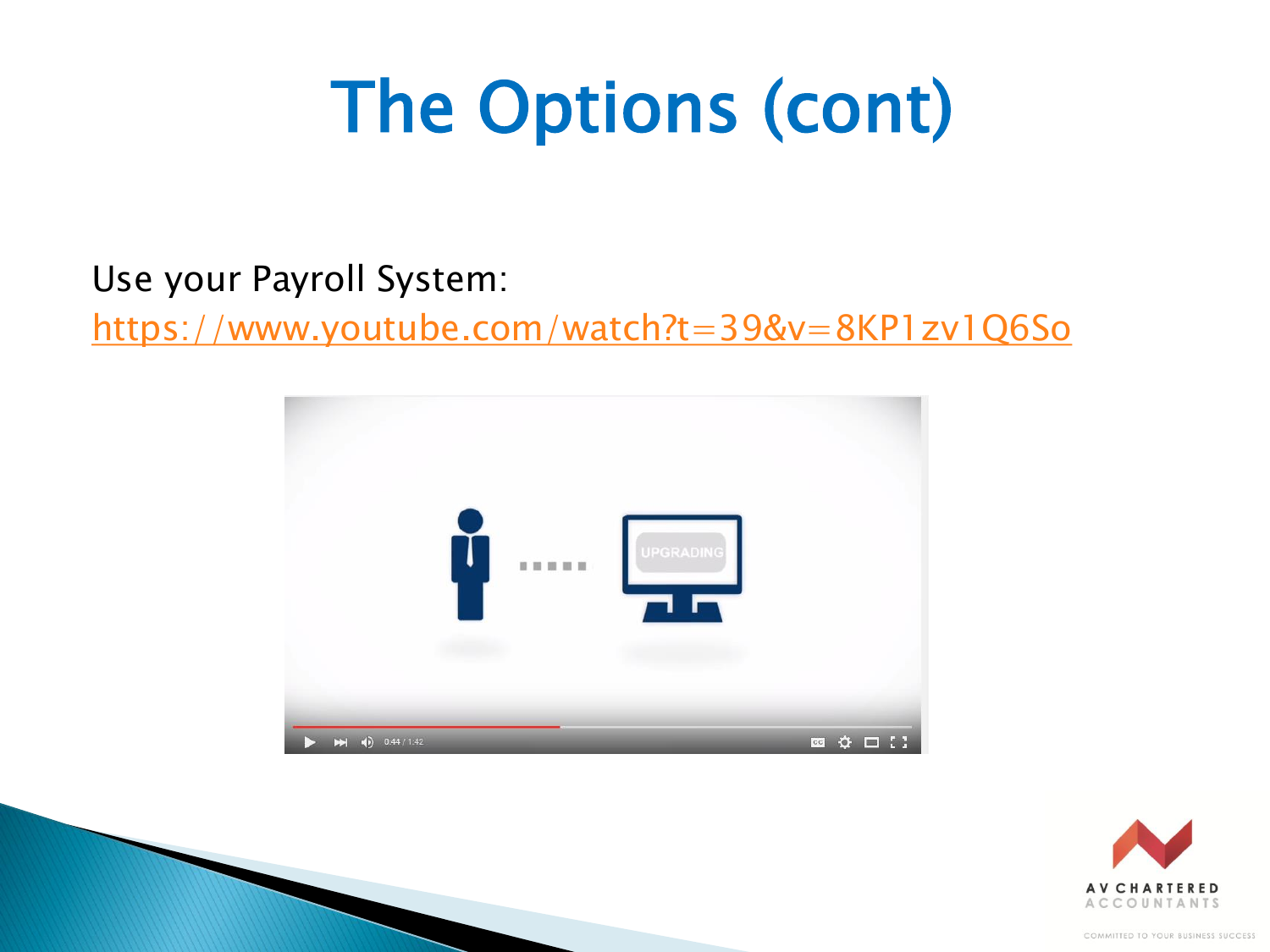# The Options (cont)

Use your Payroll System:

https://www.youtube.com/watch?t=39&v=8KP1zv1Q6So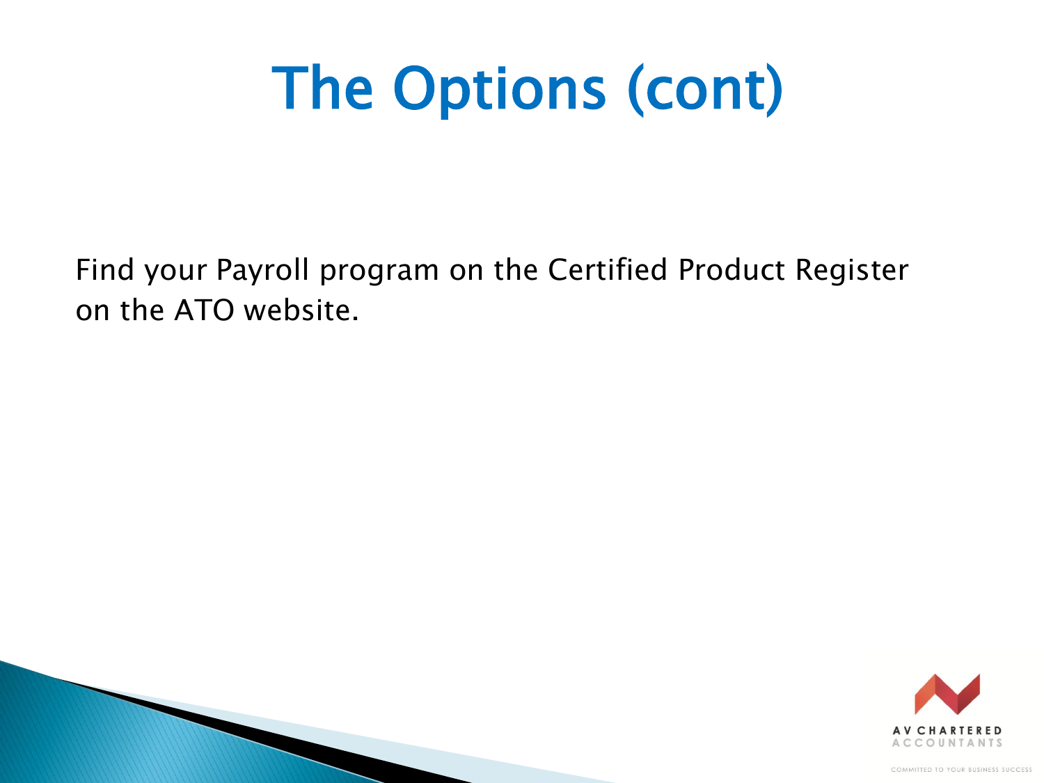# The Options (cont)

Find your Payroll program on the Certified Product Register on the ATO website.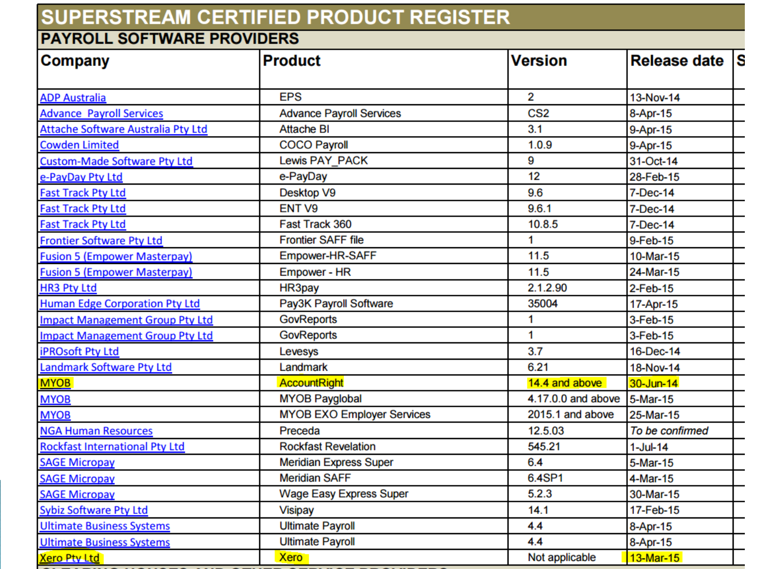# SUPERSTREAM CERTIFIED PRODUCT REGISTER

## PAYROLL SOFTWARE PROVIDERS

| Company | Product | Version | Release date |
|---|---|---|---|
| ADP Australia | EPS | 2 | 13-Nov-14 |
| Advance Payroll Services | Advance Payroll Services | CS2 | 8-Apr-15 |
| Attache Software Australia Pty Ltd | Attache BI | 3.1 | 9-Apr-15 |
| Cowden Limited | COCO Payroll | 1.0.9 | 9-Apr-15 |
| Custom-Made Software Pty Ltd | Lewis PAY_PACK | 9 | 31-Oct-14 |
| e-PayDay Pty Ltd | e-PayDay | 12 | 28-Feb-15 |
| Fast Track Pty Ltd | Desktop V9 | 9.6 | 7-Dec-14 |
| Fast Track Pty Ltd | ENT V9 | 9.6.1 | 7-Dec-14 |
| Fast Track Pty Ltd | Fast Track 360 | 10.8.5 | 7-Dec-14 |
| Frontier Software Pty Ltd | Frontier SAFF file | 1 | 9-Feb-15 |
| Fusion 5 (Empower Masterpay) | Empower-HR-SAFF | 11.5 | 10-Mar-15 |
| Fusion 5 (Empower Masterpay) | Empower - HR | 11.5 | 24-Mar-15 |
| HR3 Pty Ltd | HR3pay | 2.1.2.90 | 2-Feb-15 |
| Human Edge Corporation Pty Ltd | Pay3K Payroll Software | 35004 | 17-Apr-15 |
| Impact Management Group Pty Ltd | GovReports | 1 | 3-Feb-15 |
| Impact Management Group Pty Ltd | GovReports | 1 | 3-Feb-15 |
| iPROsoft Pty Ltd | Levesys | 3.7 | 16-Dec-14 |
| Landmark Software Pty Ltd | Landmark | 6.21 | 18-Nov-14 |
| MYOB | AccountRight | 14.4 and above | 30-Jun-14 |
| MYOB | MYOB Payglobal | 4.17.0.0 and above | 5-Mar-15 |
| MYOB | MYOB EXO Employer Services | 2015.1 and above | 25-Mar-15 |
| NGA Human Resources | Preceda | 12.5.03 | *To be confirmed* |
| Rockfast International Pty Ltd | Rockfast Revelation | 545.21 | 1-Jul-14 |
| SAGE Micropay | Meridian Express Super | 6.4 | 5-Mar-15 |
| SAGE Micropay | Meridian SAFF | 6.4SP1 | 4-Mar-15 |
| SAGE Micropay | Wage Easy Express Super | 5.2.3 | 30-Mar-15 |
| Sybiz Software Pty Ltd | Visipay | 14.1 | 17-Feb-15 |
| Ultimate Business Systems | Ultimate Payroll | 4.4 | 8-Apr-15 |
| Ultimate Business Systems | Ultimate Payroll | 4.4 | 8-Apr-15 |
| Xero Pty Ltd | Xero | Not applicable | 13-Mar-15 |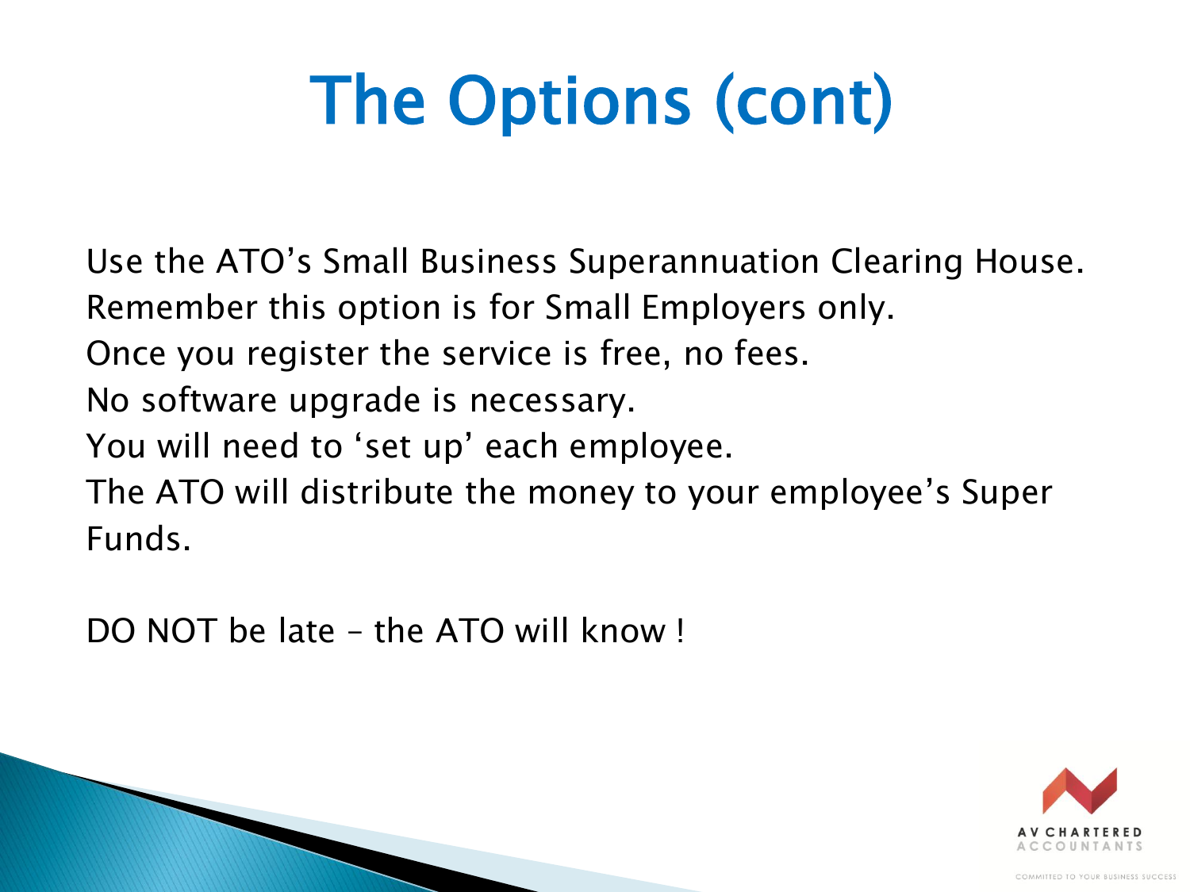# The Options (cont)

Use the ATO's Small Business Superannuation Clearing House.
Remember this option is for Small Employers only.
Once you register the service is free, no fees.
No software upgrade is necessary.
You will need to 'set up' each employee.
The ATO will distribute the money to your employee's Super Funds.

DO NOT be late – the ATO will know !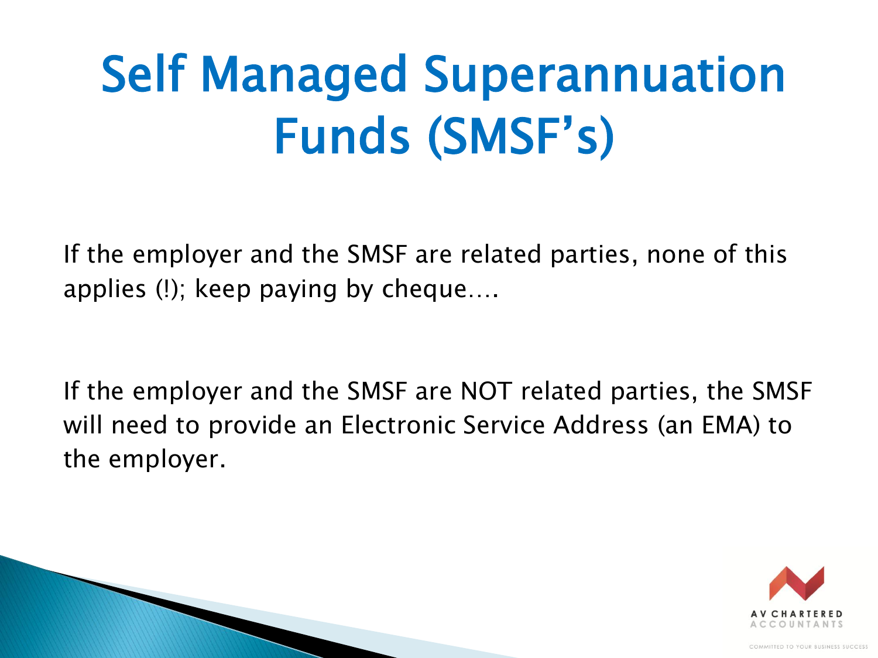# Self Managed Superannuation Funds (SMSF's)

If the employer and the SMSF are related parties, none of this applies (!); keep paying by cheque….

If the employer and the SMSF are NOT related parties, the SMSF will need to provide an Electronic Service Address (an EMA) to the employer.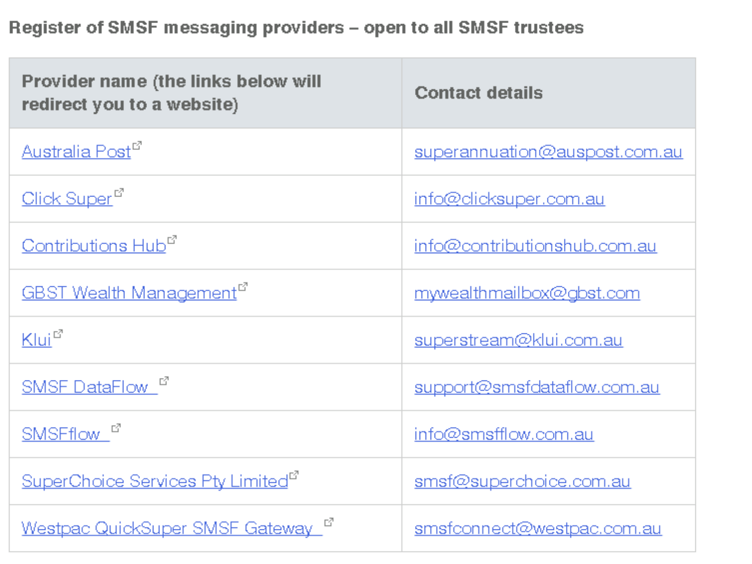### Register of SMSF messaging providers – open to all SMSF trustees

| Provider name (the links below will redirect you to a website) | Contact details |
|---|---|
| Australia Post | superannuation@auspost.com.au |
| Click Super | info@clicksuper.com.au |
| Contributions Hub | info@contributionshub.com.au |
| GBST Wealth Management | mywealthmailbox@gbst.com |
| Klui | superstream@klui.com.au |
| SMSF DataFlow | support@smsfdataflow.com.au |
| SMSFflow | info@smsfflow.com.au |
| SuperChoice Services Pty Limited | smsf@superchoice.com.au |
| Westpac QuickSuper SMSF Gateway | smsfconnect@westpac.com.au |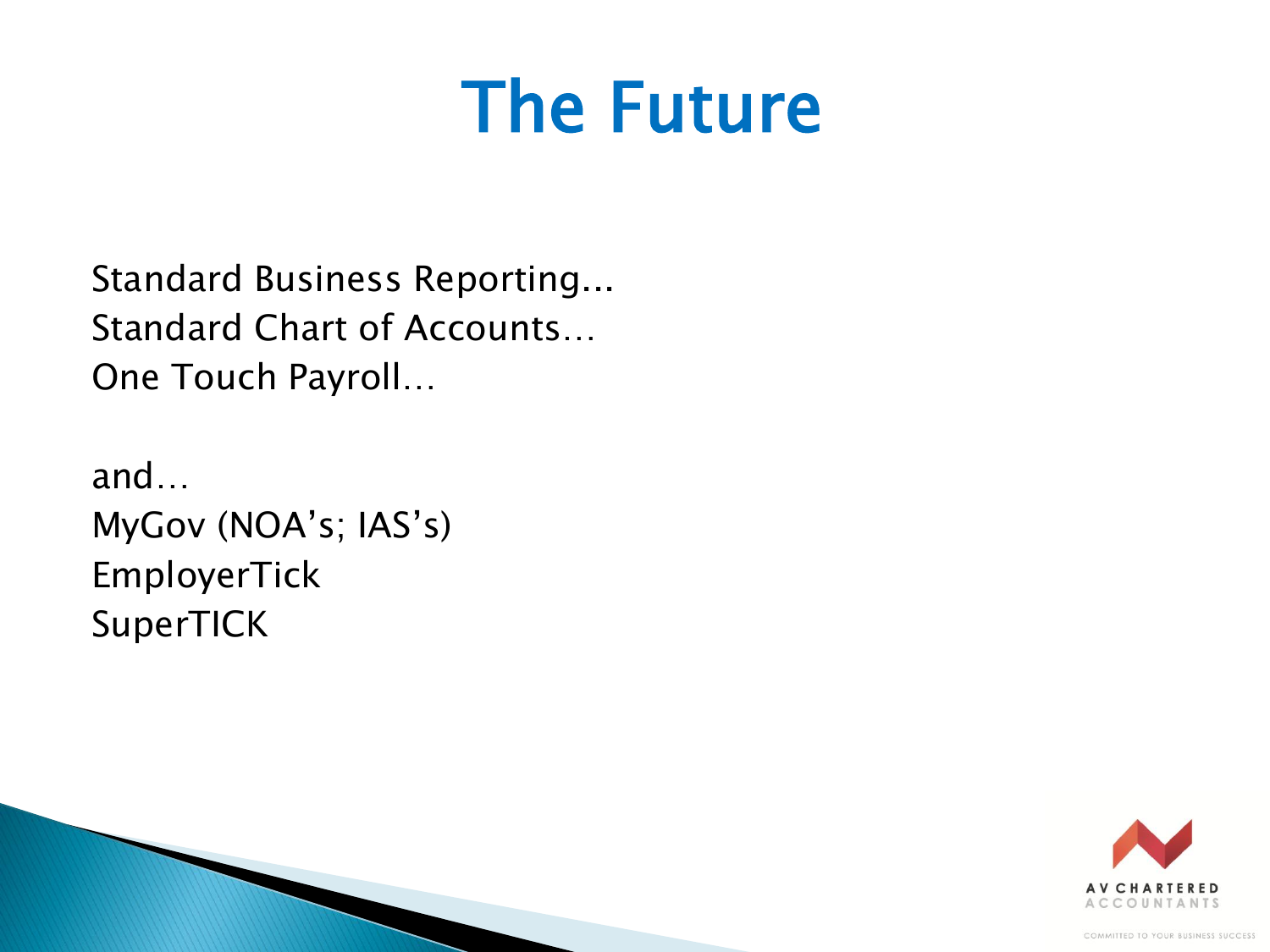# The Future

Standard Business Reporting...
Standard Chart of Accounts…
One Touch Payroll…

and…
MyGov (NOA's; IAS's)
EmployerTick
SuperTICK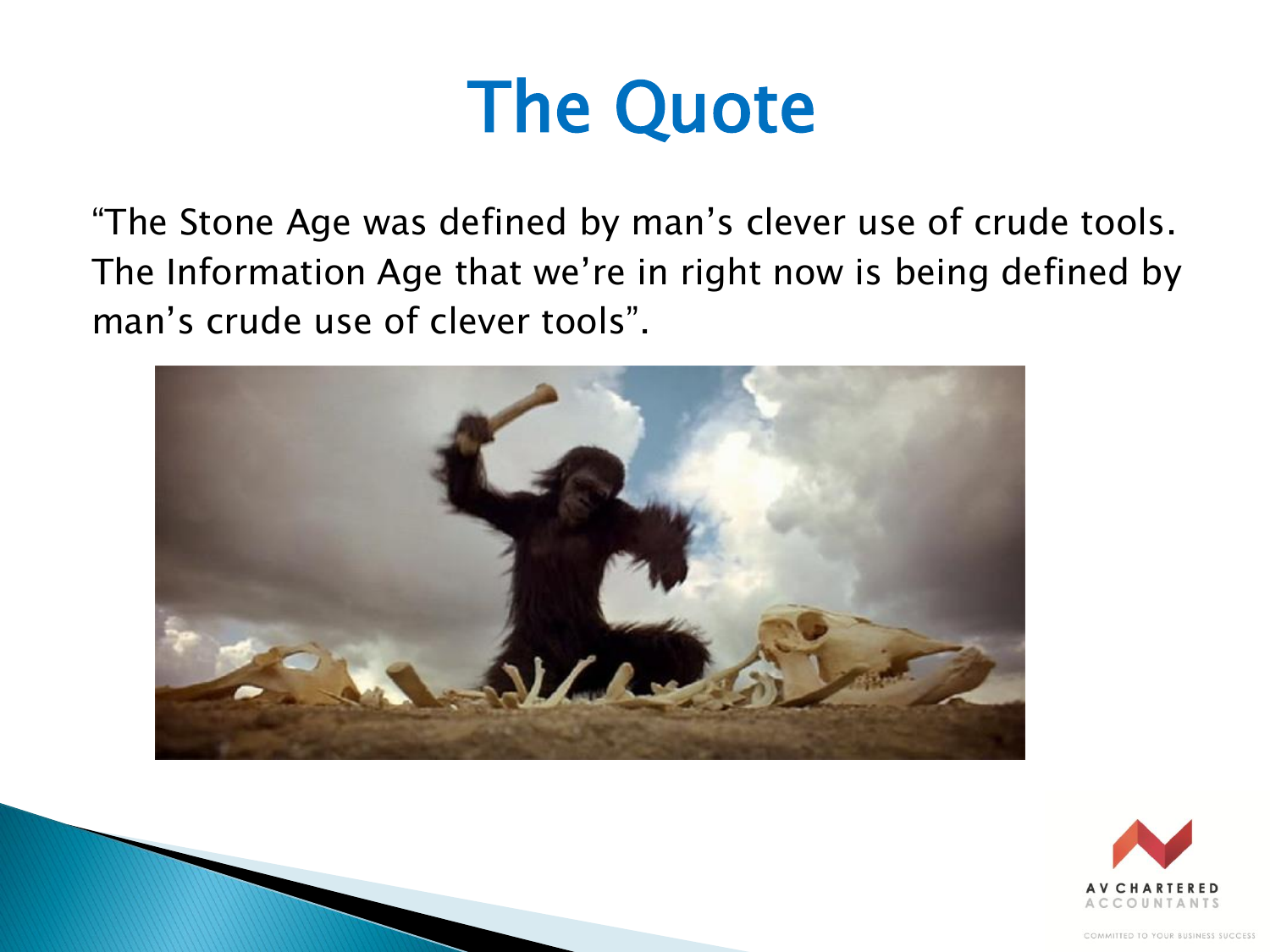# The Quote

"The Stone Age was defined by man's clever use of crude tools. The Information Age that we're in right now is being defined by man's crude use of clever tools".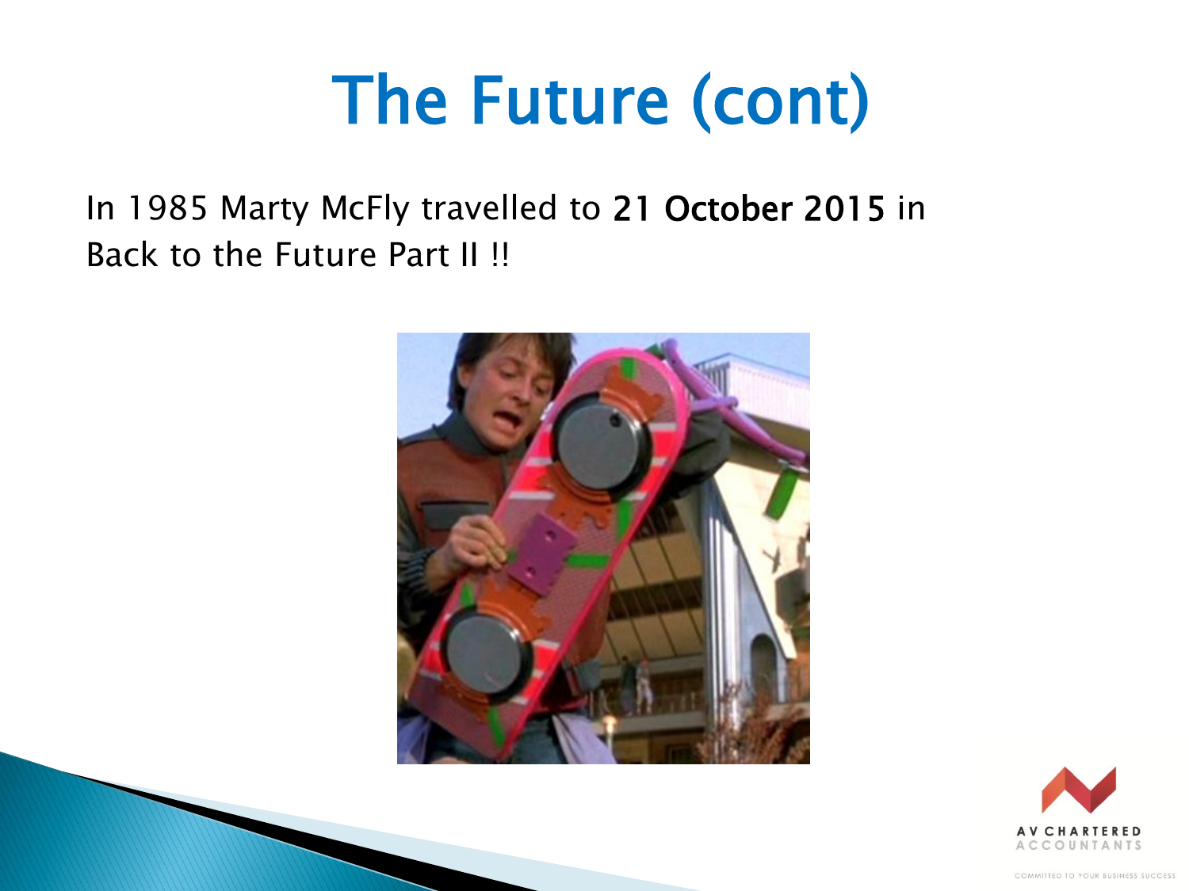# The Future (cont)

In 1985 Marty McFly travelled to **21 October 2015** in Back to the Future Part II !!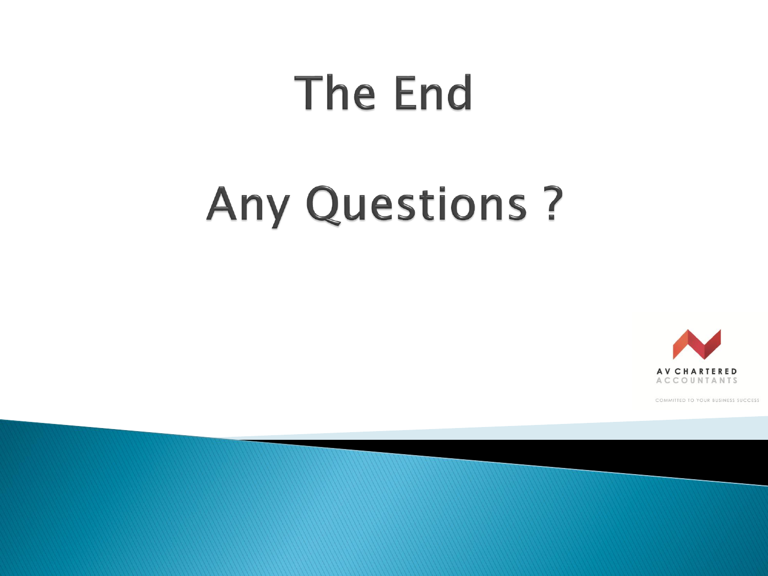# The End

# Any Questions ?

AV CHARTERED ACCOUNTANTS

COMMITTED TO YOUR BUSINESS SUCCESS